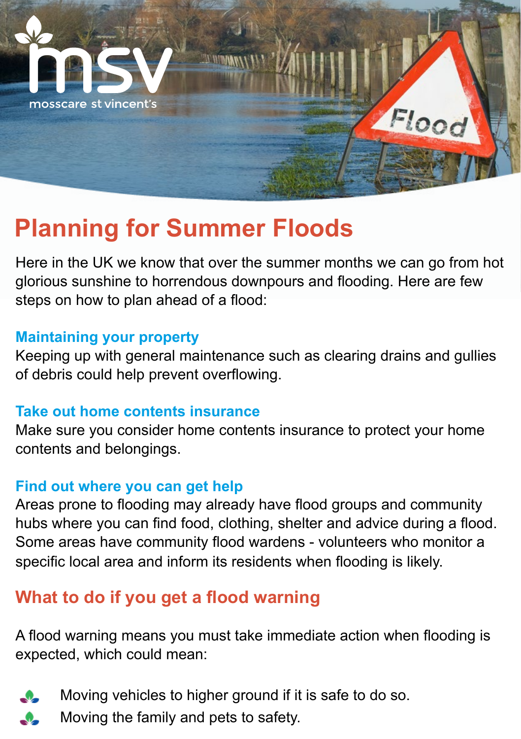# Planning for Summer Floods

Here in the UK we know that over the summer months we can go from hot glorious sunshine to horrendous downpours and flooding. Here are few steps on how to plan ahead of a flood:

### Maintaining your property

Keeping up with general maintenance such as clearing drains and gullies of debris could help prevent overflowing.

### Take out home contents insurance

Make sure you consider home contents insurance to protect your home contents and belongings.

### Find out where you can get help

Areas prone to flooding may already have flood groups and community hubs where you can find food, clothing, shelter and advice during a flood. Some areas have community flood wardens - volunteers who monitor a specific local area and inform its residents when flooding is likely.

## What to do if you get a flood warning

A flood warning means you must take immediate action when flooding is expected, which could mean:

- Moving vehicles to higher ground if it is safe to do so.
- Moving the family and pets to safety.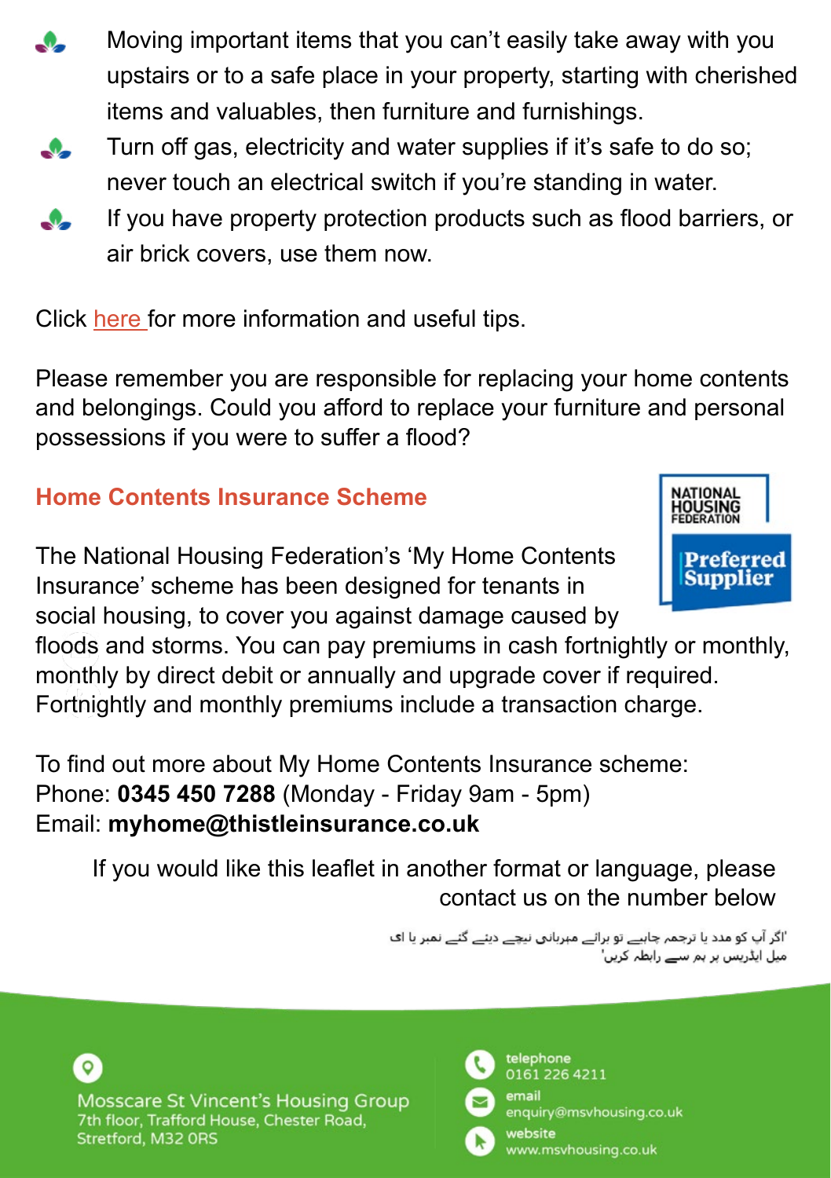- Moving important items that you can't easily take away with you upstairs or to a safe place in your property, starting with cherished items and valuables, then furniture and furnishings.
- Turn off gas, electricity and water supplies if it's safe to do so; never touch an electrical switch if you're standing in water.
- If you have property protection products such as flood barriers, or air brick covers, use them now.

Click here for more information and useful tips.

Please remember you are responsible for replacing your home contents and belongings. Could you afford to replace your furniture and personal possessions if you were to suffer a flood?

## Home Contents Insurance Scheme

NATIONAL HOUSING FEDERATION

Preferred Supplier

The National Housing Federation's 'My Home Contents Insurance' scheme has been designed for tenants in social housing, to cover you against damage caused by floods and storms. You can pay premiums in cash fortnightly or monthly, monthly by direct debit or annually and upgrade cover if required. Fortnightly and monthly premiums include a transaction charge.

To find out more about My Home Contents Insurance scheme:
Phone: **0345 450 7288** (Monday - Friday 9am - 5pm)
Email: **myhome@thistleinsurance.co.uk**

If you would like this leaflet in another format or language, please contact us on the number below

'اگر آپ کو مدد یا ترجمہ چاہیے تو برائے مہربانی نیچے دیئے گئے نمبر یا ای میل ایڈریس پر ہم سے رابطہ کریں'

Mosscare St Vincent's Housing Group
7th floor, Trafford House, Chester Road,
Stretford, M32 0RS

telephone
0161 226 4211

email
enquiry@msvhousing.co.uk

website
www.msvhousing.co.uk